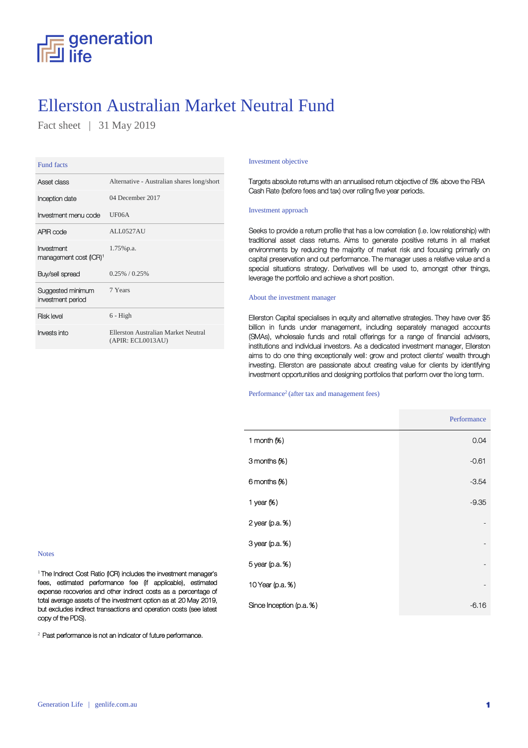generation life

# Ellerston Australian Market Neutral Fund

Fact sheet | 31 May 2019

## Fund facts

| | |
|---|---|
| Asset class | Alternative - Australian shares long/short |
| Inception date | 04 December 2017 |
| Investment menu code | UF06A |
| APIR code | ALL0527AU |
| Investment management cost (ICR)[1] | 1.75%p.a. |
| Buy/sell spread | 0.25% / 0.25% |
| Suggested minimum investment period | 7 Years |
| Risk level | 6 - High |
| Invests into | Ellerston Australian Market Neutral (APIR: ECL0013AU) |

## Investment objective

Targets absolute returns with an annualised return objective of 5% above the RBA Cash Rate (before fees and tax) over rolling five year periods.

## Investment approach

Seeks to provide a return profile that has a low correlation (i.e. low relationship) with traditional asset class returns. Aims to generate positive returns in all market environments by reducing the majority of market risk and focusing primarily on capital preservation and out performance. The manager uses a relative value and a special situations strategy. Derivatives will be used to, amongst other things, leverage the portfolio and achieve a short position.

## About the investment manager

Ellerston Capital specialises in equity and alternative strategies. They have over $5 billion in funds under management, including separately managed accounts (SMAs), wholesale funds and retail offerings for a range of financial advisers, institutions and individual investors. As a dedicated investment manager, Ellerston aims to do one thing exceptionally well: grow and protect clients' wealth through investing. Ellerston are passionate about creating value for clients by identifying investment opportunities and designing portfolios that perform over the long term.

## Performance[2] (after tax and management fees)

| | Performance |
|---|---|
| 1 month (%) | 0.04 |
| 3 months (%) | -0.61 |
| 6 months (%) | -3.54 |
| 1 year (%) | -9.35 |
| 2 year (p.a. %) | - |
| 3 year (p.a. %) | - |
| 5 year (p.a. %) | - |
| 10 Year (p.a. %) | - |
| Since Inception (p.a. %) | -6.16 |

## Notes

[1] The Indirect Cost Ratio (ICR) includes the investment manager's fees, estimated performance fee (if applicable), estimated expense recoveries and other indirect costs as a percentage of total average assets of the investment option as at 20 May 2019, but excludes indirect transactions and operation costs (see latest copy of the PDS).

[2] Past performance is not an indicator of future performance.

Generation Life | genlife.com.au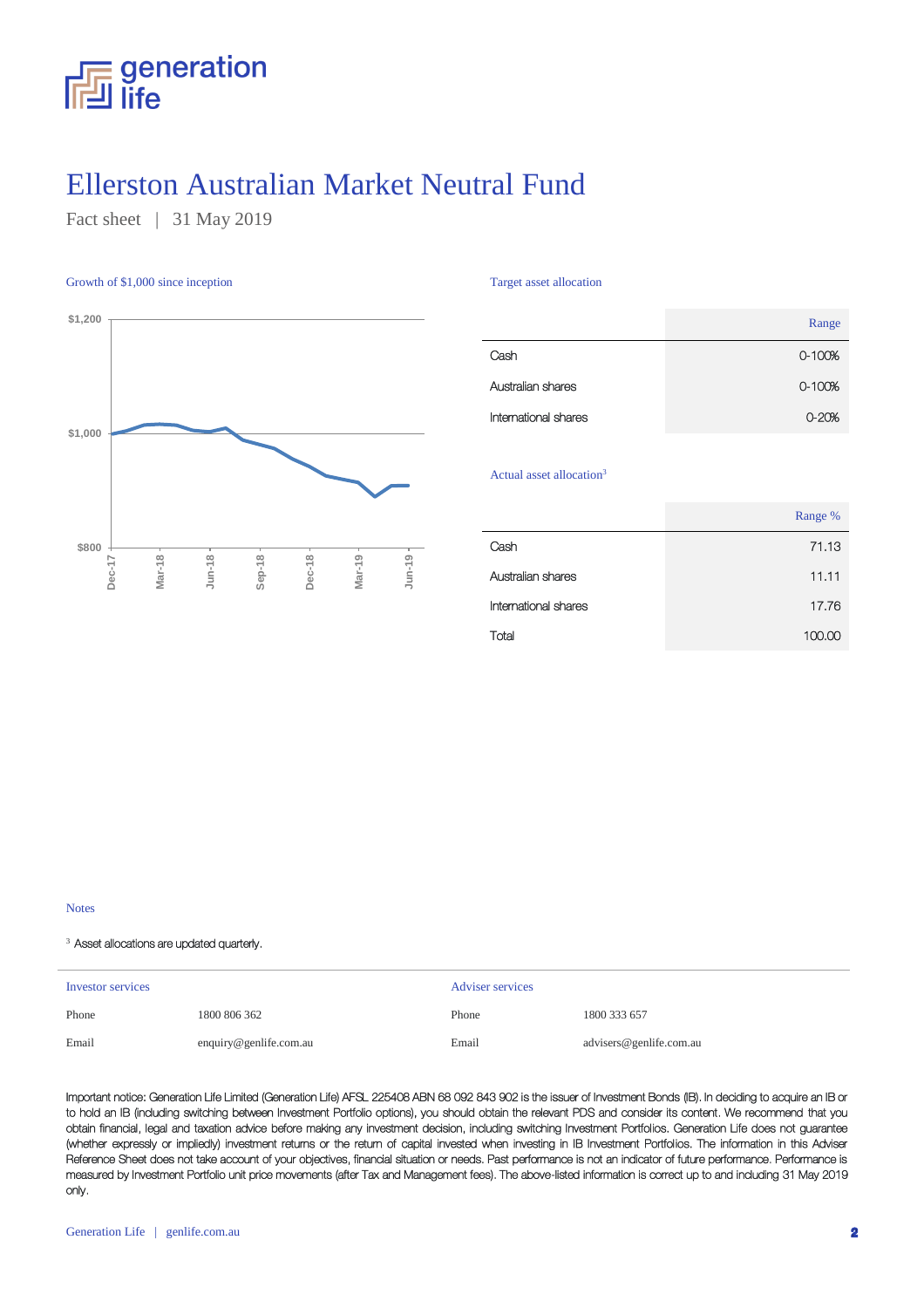# Ellerston Australian Market Neutral Fund

Fact sheet | 31 May 2019

### Growth of $1,000 since inception

$1,200

$1,000

$800

Dec-17
Mar-18
Jun-18
Sep-18
Dec-18
Mar-19
Jun-19

### Target asset allocation

| | Range |
|---|---|
| Cash | 0-100% |
| Australian shares | 0-100% |
| International shares | 0-20% |

### Actual asset allocation[3]

| | Range % |
|---|---|
| Cash | 71.13 |
| Australian shares | 11.11 |
| International shares | 17.76 |
| Total | 100.00 |

### Notes

[3] Asset allocations are updated quarterly.

| Investor services | | Adviser services | |
|---|---|---|---|
| Phone | 1800 806 362 | Phone | 1800 333 657 |
| Email | enquiry@genlife.com.au | Email | advisers@genlife.com.au |

Important notice: Generation Life Limited (Generation Life) AFSL 225408 ABN 68 092 843 902 is the issuer of Investment Bonds (IB). In deciding to acquire an IB or to hold an IB (including switching between Investment Portfolio options), you should obtain the relevant PDS and consider its content. We recommend that you obtain financial, legal and taxation advice before making any investment decision, including switching Investment Portfolios. Generation Life does not guarantee (whether expressly or impliedly) investment returns or the return of capital invested when investing in IB Investment Portfolios. The information in this Adviser Reference Sheet does not take account of your objectives, financial situation or needs. Past performance is not an indicator of future performance. Performance is measured by Investment Portfolio unit price movements (after Tax and Management fees). The above-listed information is correct up to and including 31 May 2019 only.

Generation Life | genlife.com.au